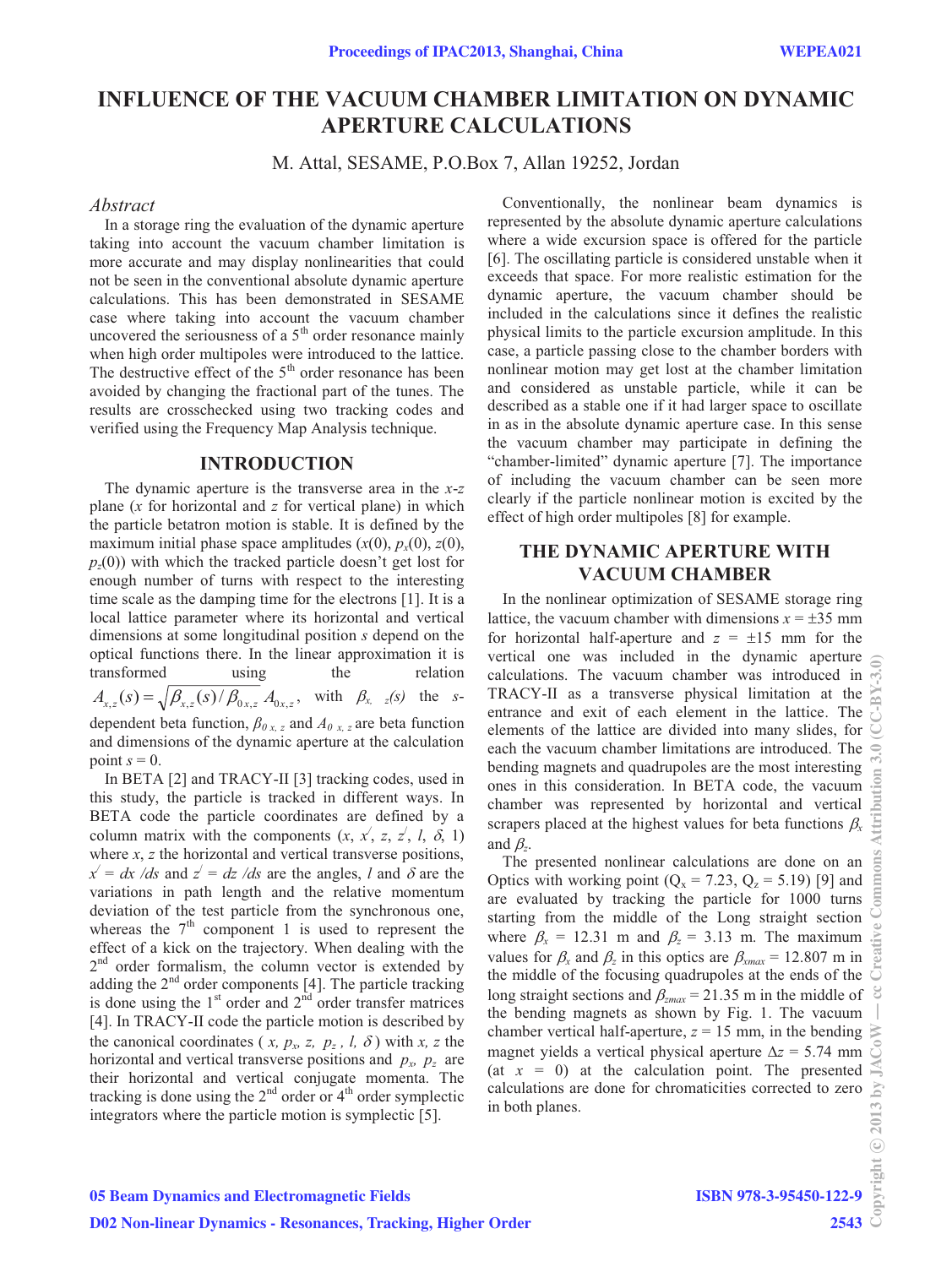# INFLUENCE OF THE VACUUM CHAMBER LIMITATION ON DYNAMIC APERTURE CALCULATIONS

M. Attal, SESAME, P.O.Box 7, Allan 19252, Jordan

## Abstract

In a storage ring the evaluation of the dynamic aperture taking into account the vacuum chamber limitation is more accurate and may display nonlinearities that could not be seen in the conventional absolute dynamic aperture calculations. This has been demonstrated in SESAME case where taking into account the vacuum chamber uncovered the seriousness of a 5th order resonance mainly when high order multipoles were introduced to the lattice. The destructive effect of the 5th order resonance has been avoided by changing the fractional part of the tunes. The results are crosschecked using two tracking codes and verified using the Frequency Map Analysis technique.

## INTRODUCTION

The dynamic aperture is the transverse area in the *x*-*z* plane (*x* for horizontal and *z* for vertical plane) in which the particle betatron motion is stable. It is defined by the maximum initial phase space amplitudes ($x(0)$, $p_x(0)$, $z(0)$, $p_z(0)$) with which the tracked particle doesn't get lost for enough number of turns with respect to the interesting time scale as the damping time for the electrons [1]. It is a local lattice parameter where its horizontal and vertical dimensions at some longitudinal position *s* depend on the optical functions there. In the linear approximation it is transformed using the relation $A_{x,z}(s) = \sqrt{\beta_{x,z}(s)/\beta_{0x,z}}\, A_{0x,z}$, with $\beta_{x,z}(s)$ the *s*-dependent beta function, $\beta_{0\,x,z}$ and $A_{0\,x,z}$ are beta function and dimensions of the dynamic aperture at the calculation point $s = 0$.

In BETA [2] and TRACY-II [3] tracking codes, used in this study, the particle is tracked in different ways. In BETA code the particle coordinates are defined by a column matrix with the components ($x$, $x'$, $z$, $z'$, $l$, $\delta$, 1) where $x$, $z$ the horizontal and vertical transverse positions, $x' = dx/ds$ and $z' = dz/ds$ are the angles, $l$ and $\delta$ are the variations in path length and the relative momentum deviation of the test particle from the synchronous one, whereas the 7th component 1 is used to represent the effect of a kick on the trajectory. When dealing with the 2nd order formalism, the column vector is extended by adding the 2nd order components [4]. The particle tracking is done using the 1st order and 2nd order transfer matrices [4]. In TRACY-II code the particle motion is described by the canonical coordinates ( $x$, $p_x$, $z$, $p_z$, $l$, $\delta$ ) with $x$, $z$ the horizontal and vertical transverse positions and $p_x$, $p_z$ are their horizontal and vertical conjugate momenta. The tracking is done using the 2nd order or 4th order symplectic integrators where the particle motion is symplectic [5].

Conventionally, the nonlinear beam dynamics is represented by the absolute dynamic aperture calculations where a wide excursion space is offered for the particle [6]. The oscillating particle is considered unstable when it exceeds that space. For more realistic estimation for the dynamic aperture, the vacuum chamber should be included in the calculations since it defines the realistic physical limits to the particle excursion amplitude. In this case, a particle passing close to the chamber borders with nonlinear motion may get lost at the chamber limitation and considered as unstable particle, while it can be described as a stable one if it had larger space to oscillate in as in the absolute dynamic aperture case. In this sense the vacuum chamber may participate in defining the "chamber-limited" dynamic aperture [7]. The importance of including the vacuum chamber can be seen more clearly if the particle nonlinear motion is excited by the effect of high order multipoles [8] for example.

## THE DYNAMIC APERTURE WITH VACUUM CHAMBER

In the nonlinear optimization of SESAME storage ring lattice, the vacuum chamber with dimensions $x = \pm 35$ mm for horizontal half-aperture and $z = \pm 15$ mm for the vertical one was included in the dynamic aperture calculations. The vacuum chamber was introduced in TRACY-II as a transverse physical limitation at the entrance and exit of each element in the lattice. The elements of the lattice are divided into many slides, for each the vacuum chamber limitations are introduced. The bending magnets and quadrupoles are the most interesting ones in this consideration. In BETA code, the vacuum chamber was represented by horizontal and vertical scrapers placed at the highest values for beta functions $\beta_x$ and $\beta_z$.

The presented nonlinear calculations are done on an Optics with working point ($Q_x = 7.23$, $Q_z = 5.19$) [9] and are evaluated by tracking the particle for 1000 turns starting from the middle of the Long straight section where $\beta_x = 12.31$ m and $\beta_z = 3.13$ m. The maximum values for $\beta_x$ and $\beta_z$ in this optics are $\beta_{xmax} = 12.807$ m in the middle of the focusing quadrupoles at the ends of the long straight sections and $\beta_{zmax} = 21.35$ m in the middle of the bending magnets as shown by Fig. 1. The vacuum chamber vertical half-aperture, $z = 15$ mm, in the bending magnet yields a vertical physical aperture $\Delta z = 5.74$ mm (at $x = 0$) at the calculation point. The presented calculations are done for chromaticities corrected to zero in both planes.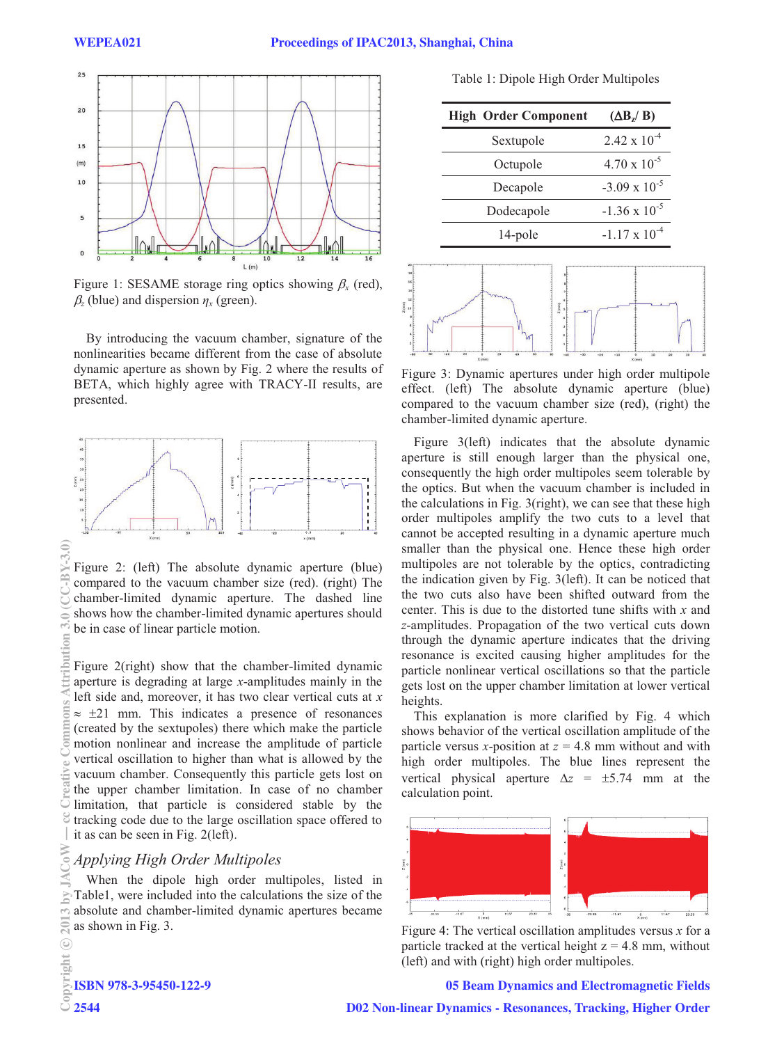Figure 1: SESAME storage ring optics showing $\beta_x$ (red), $\beta_z$ (blue) and dispersion $\eta_x$ (green).

By introducing the vacuum chamber, signature of the nonlinearities became different from the case of absolute dynamic aperture as shown by Fig. 2 where the results of BETA, which highly agree with TRACY-II results, are presented.

Figure 2: (left) The absolute dynamic aperture (blue) compared to the vacuum chamber size (red). (right) The chamber-limited dynamic aperture. The dashed line shows how the chamber-limited dynamic apertures should be in case of linear particle motion.

Figure 2(right) show that the chamber-limited dynamic aperture is degrading at large $x$-amplitudes mainly in the left side and, moreover, it has two clear vertical cuts at $x \approx \pm 21$ mm. This indicates a presence of resonances (created by the sextupoles) there which make the particle motion nonlinear and increase the amplitude of particle vertical oscillation to higher than what is allowed by the vacuum chamber. Consequently this particle gets lost on the upper chamber limitation. In case of no chamber limitation, that particle is considered stable by the tracking code due to the large oscillation space offered to it as can be seen in Fig. 2(left).

### *Applying High Order Multipoles*

When the dipole high order multipoles, listed in Table1, were included into the calculations the size of the absolute and chamber-limited dynamic apertures became as shown in Fig. 3.

Table 1: Dipole High Order Multipoles

| High Order Component | ($\Delta B_z$/ B) |
|---|---|
| Sextupole | $2.42 \times 10^{-4}$ |
| Octupole | $4.70 \times 10^{-5}$ |
| Decapole | $-3.09 \times 10^{-5}$ |
| Dodecapole | $-1.36 \times 10^{-5}$ |
| 14-pole | $-1.17 \times 10^{-4}$ |

Figure 3: Dynamic apertures under high order multipole effect. (left) The absolute dynamic aperture (blue) compared to the vacuum chamber size (red), (right) the chamber-limited dynamic aperture.

Figure 3(left) indicates that the absolute dynamic aperture is still enough larger than the physical one, consequently the high order multipoles seem tolerable by the optics. But when the vacuum chamber is included in the calculations in Fig. 3(right), we can see that these high order multipoles amplify the two cuts to a level that cannot be accepted resulting in a dynamic aperture much smaller than the physical one. Hence these high order multipoles are not tolerable by the optics, contradicting the indication given by Fig. 3(left). It can be noticed that the two cuts also have been shifted outward from the center. This is due to the distorted tune shifts with $x$ and $z$-amplitudes. Propagation of the two vertical cuts down through the dynamic aperture indicates that the driving resonance is excited causing higher amplitudes for the particle nonlinear vertical oscillations so that the particle gets lost on the upper chamber limitation at lower vertical heights.

This explanation is more clarified by Fig. 4 which shows behavior of the vertical oscillation amplitude of the particle versus $x$-position at $z$ = 4.8 mm without and with high order multipoles. The blue lines represent the vertical physical aperture $\Delta z$ = ±5.74 mm at the calculation point.

Figure 4: The vertical oscillation amplitudes versus $x$ for a particle tracked at the vertical height z = 4.8 mm, without (left) and with (right) high order multipoles.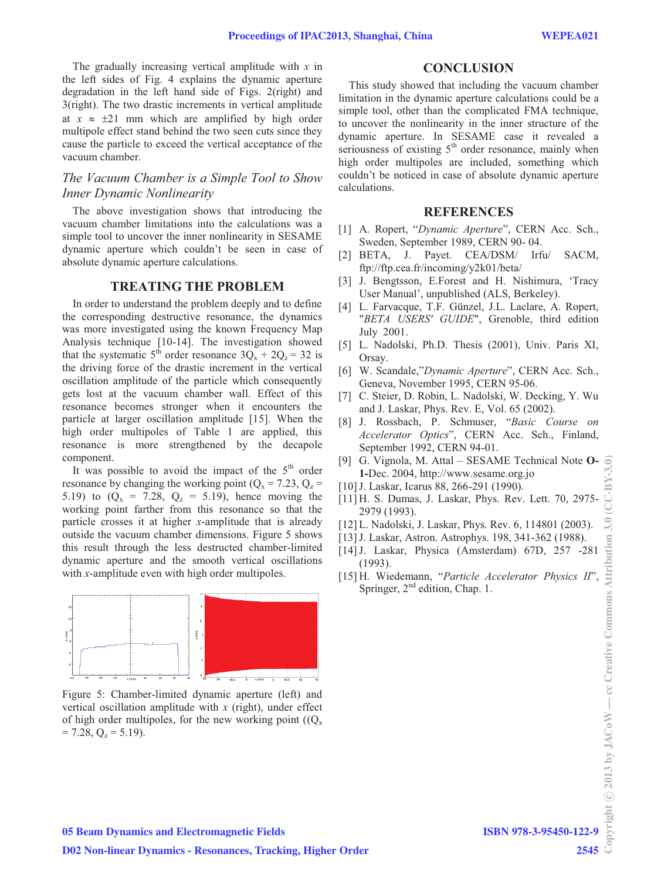The gradually increasing vertical amplitude with $x$ in the left sides of Fig. 4 explains the dynamic aperture degradation in the left hand side of Figs. 2(right) and 3(right). The two drastic increments in vertical amplitude at $x \approx \pm 21$ mm which are amplified by high order multipole effect stand behind the two seen cuts since they cause the particle to exceed the vertical acceptance of the vacuum chamber.

### *The Vacuum Chamber is a Simple Tool to Show Inner Dynamic Nonlinearity*

The above investigation shows that introducing the vacuum chamber limitations into the calculations was a simple tool to uncover the inner nonlinearity in SESAME dynamic aperture which couldn't be seen in case of absolute dynamic aperture calculations.

## TREATING THE PROBLEM

In order to understand the problem deeply and to define the corresponding destructive resonance, the dynamics was more investigated using the known Frequency Map Analysis technique [10-14]. The investigation showed that the systematic 5th order resonance $3Q_x + 2Q_z = 32$ is the driving force of the drastic increment in the vertical oscillation amplitude of the particle which consequently gets lost at the vacuum chamber wall. Effect of this resonance becomes stronger when it encounters the particle at larger oscillation amplitude [15]. When the high order multipoles of Table 1 are applied, this resonance is more strengthened by the decapole component.

It was possible to avoid the impact of the 5th order resonance by changing the working point ($Q_x = 7.23$, $Q_z = 5.19$) to ($Q_x = 7.28$, $Q_z = 5.19$), hence moving the working point farther from this resonance so that the particle crosses it at higher $x$-amplitude that is already outside the vacuum chamber dimensions. Figure 5 shows this result through the less destructed chamber-limited dynamic aperture and the smooth vertical oscillations with $x$-amplitude even with high order multipoles.

Figure 5: Chamber-limited dynamic aperture (left) and vertical oscillation amplitude with $x$ (right), under effect of high order multipoles, for the new working point (($Q_x = 7.28$, $Q_z = 5.19$).

## CONCLUSION

This study showed that including the vacuum chamber limitation in the dynamic aperture calculations could be a simple tool, other than the complicated FMA technique, to uncover the nonlinearity in the inner structure of the dynamic aperture. In SESAME case it revealed a seriousness of existing 5th order resonance, mainly when high order multipoles are included, something which couldn't be noticed in case of absolute dynamic aperture calculations.

## REFERENCES

[1] A. Ropert, "*Dynamic Aperture*", CERN Acc. Sch., Sweden, September 1989, CERN 90- 04.

[2] BETA, J. Payet. CEA/DSM/ Irfu/ SACM, ftp://ftp.cea.fr/incoming/y2k01/beta/

[3] J. Bengtsson, E.Forest and H. Nishimura, 'Tracy User Manual', unpublished (ALS, Berkeley).

[4] L. Farvacque, T.F. Günzel, J.L. Laclare, A. Ropert, "*BETA USERS' GUIDE*", Grenoble, third edition July 2001.

[5] L. Nadolski, Ph.D. Thesis (2001), Univ. Paris XI, Orsay.

[6] W. Scandale,"*Dynamic Aperture*", CERN Acc. Sch., Geneva, November 1995, CERN 95-06.

[7] C. Steier, D. Robin, L. Nadolski, W. Decking, Y. Wu and J. Laskar, Phys. Rev. E, Vol. 65 (2002).

[8] J. Rossbach, P. Schmuser, "*Basic Course on Accelerator Optics*", CERN Acc. Sch., Finland, September 1992, CERN 94-01.

[9] G. Vignola, M. Attal – SESAME Technical Note **O-1**-Dec. 2004, http://www.sesame.org.jo

[10] J. Laskar, Icarus 88, 266-291 (1990).

[11] H. S. Dumas, J. Laskar, Phys. Rev. Lett. 70, 2975-2979 (1993).

[12] L. Nadolski, J. Laskar, Phys. Rev. 6, 114801 (2003).

[13] J. Laskar, Astron. Astrophys. 198, 341-362 (1988).

[14] J. Laskar, Physica (Amsterdam) 67D, 257 -281 (1993).

[15] H. Wiedemann, "*Particle Accelerator Physics II*", Springer, 2nd edition, Chap. 1.